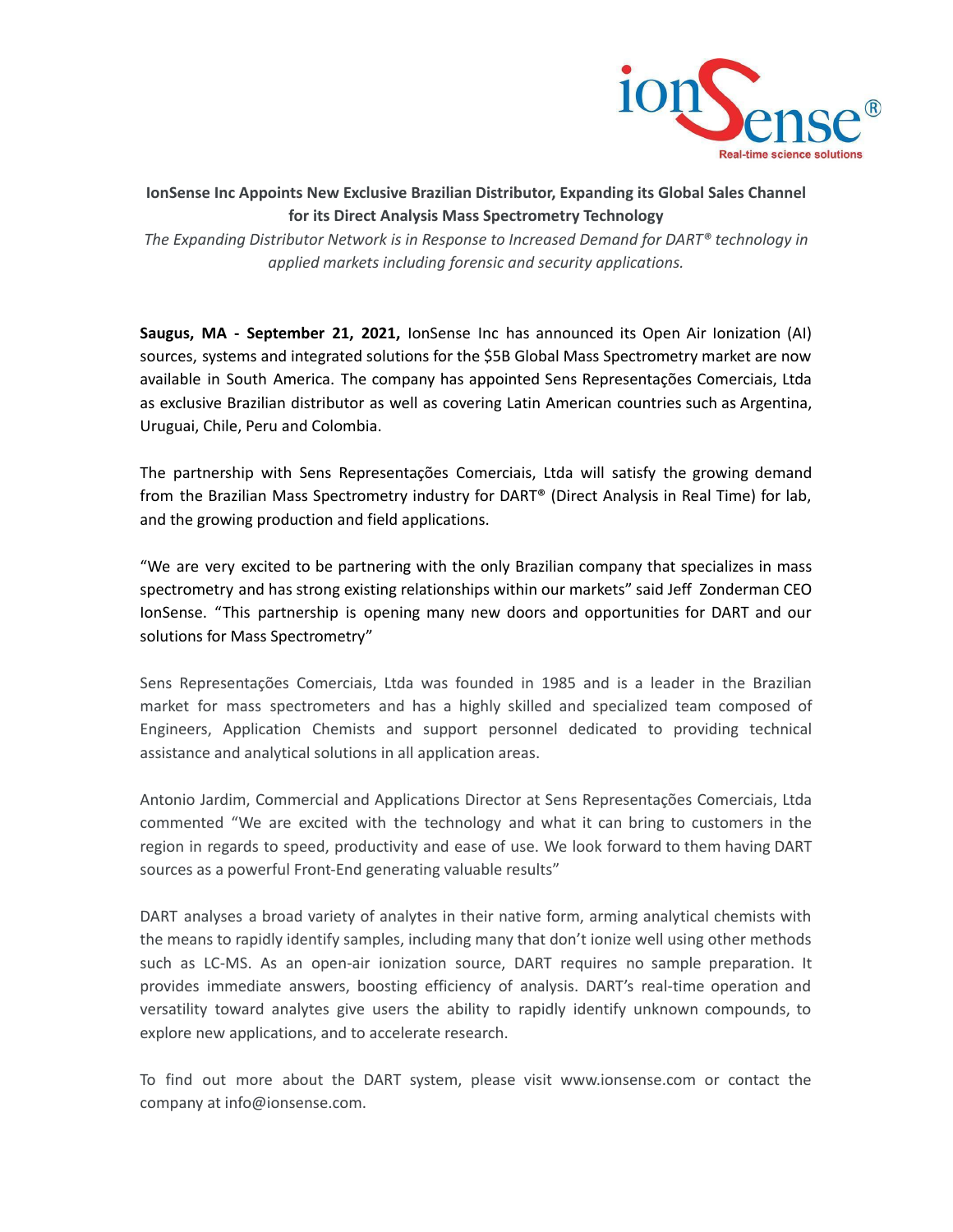**IonSense Inc Appoints New Exclusive Brazilian Distributor, Expanding its Global Sales Channel for its Direct Analysis Mass Spectrometry Technology**

*The Expanding Distributor Network is in Response to Increased Demand for DART® technology in applied markets including forensic and security applications.*

**Saugus, MA - September 21, 2021,** IonSense Inc has announced its Open Air Ionization (AI) sources, systems and integrated solutions for the $5B Global Mass Spectrometry market are now available in South America. The company has appointed Sens Representações Comerciais, Ltda as exclusive Brazilian distributor as well as covering Latin American countries such as Argentina, Uruguai, Chile, Peru and Colombia.

The partnership with Sens Representações Comerciais, Ltda will satisfy the growing demand from the Brazilian Mass Spectrometry industry for DART® (Direct Analysis in Real Time) for lab, and the growing production and field applications.

"We are very excited to be partnering with the only Brazilian company that specializes in mass spectrometry and has strong existing relationships within our markets" said Jeff Zonderman CEO IonSense. "This partnership is opening many new doors and opportunities for DART and our solutions for Mass Spectrometry"

Sens Representações Comerciais, Ltda was founded in 1985 and is a leader in the Brazilian market for mass spectrometers and has a highly skilled and specialized team composed of Engineers, Application Chemists and support personnel dedicated to providing technical assistance and analytical solutions in all application areas.

Antonio Jardim, Commercial and Applications Director at Sens Representações Comerciais, Ltda commented "We are excited with the technology and what it can bring to customers in the region in regards to speed, productivity and ease of use. We look forward to them having DART sources as a powerful Front-End generating valuable results"

DART analyses a broad variety of analytes in their native form, arming analytical chemists with the means to rapidly identify samples, including many that don't ionize well using other methods such as LC-MS. As an open-air ionization source, DART requires no sample preparation. It provides immediate answers, boosting efficiency of analysis. DART's real-time operation and versatility toward analytes give users the ability to rapidly identify unknown compounds, to explore new applications, and to accelerate research.

To find out more about the DART system, please visit www.ionsense.com or contact the company at info@ionsense.com.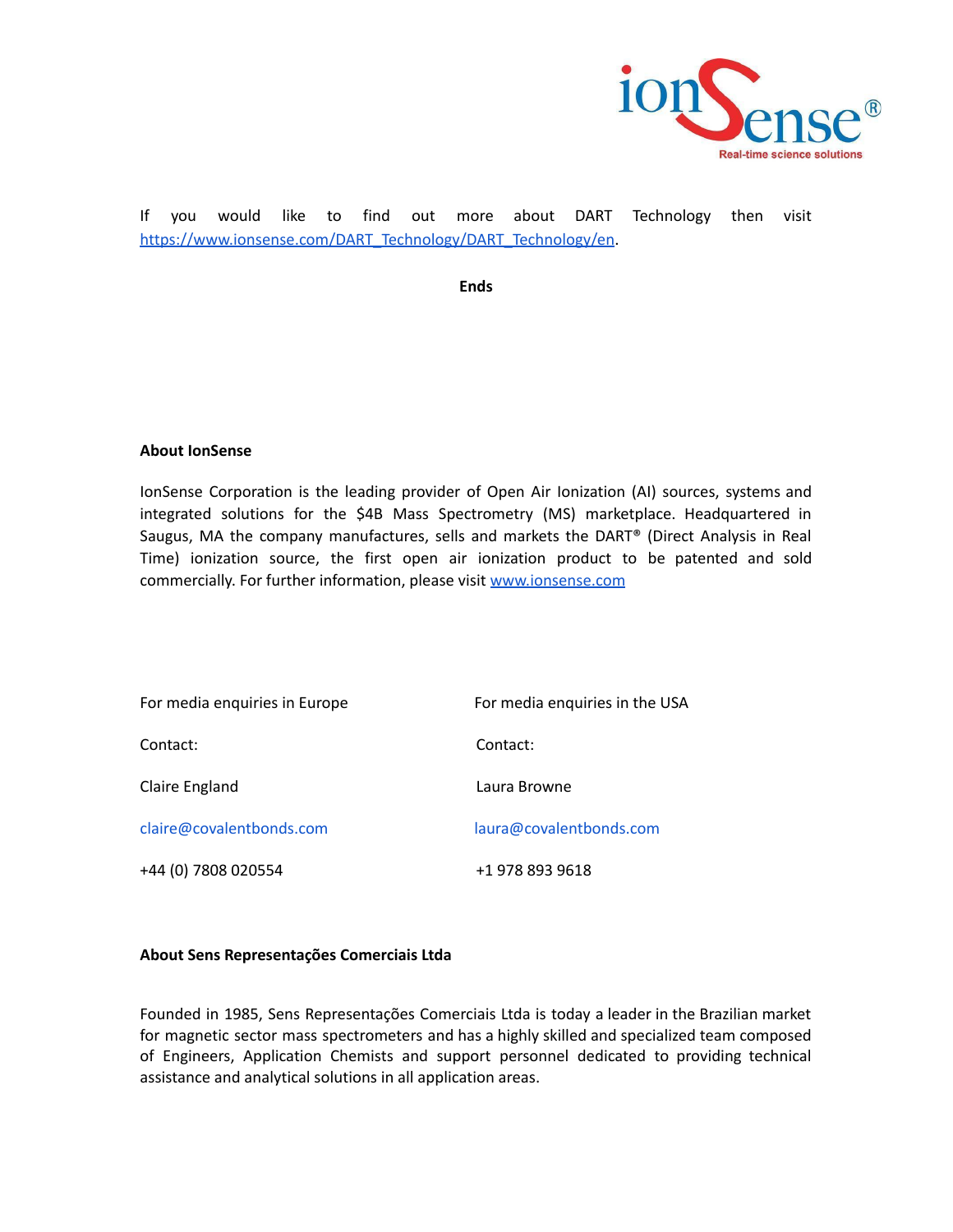If you would like to find out more about DART Technology then visit [https://www.ionsense.com/DART_Technology/DART_Technology/en](https://www.ionsense.com/DART_Technology/DART_Technology/en).

**Ends**

**About IonSense**

IonSense Corporation is the leading provider of Open Air Ionization (AI) sources, systems and integrated solutions for the $4B Mass Spectrometry (MS) marketplace. Headquartered in Saugus, MA the company manufactures, sells and markets the DART® (Direct Analysis in Real Time) ionization source, the first open air ionization product to be patented and sold commercially. For further information, please visit [www.ionsense.com](http://www.ionsense.com)

| For media enquiries in Europe | For media enquiries in the USA |
| --- | --- |
| Contact: | Contact: |
| Claire England | Laura Browne |
| claire@covalentbonds.com | laura@covalentbonds.com |
| +44 (0) 7808 020554 | +1 978 893 9618 |

**About Sens Representações Comerciais Ltda**

Founded in 1985, Sens Representações Comerciais Ltda is today a leader in the Brazilian market for magnetic sector mass spectrometers and has a highly skilled and specialized team composed of Engineers, Application Chemists and support personnel dedicated to providing technical assistance and analytical solutions in all application areas.